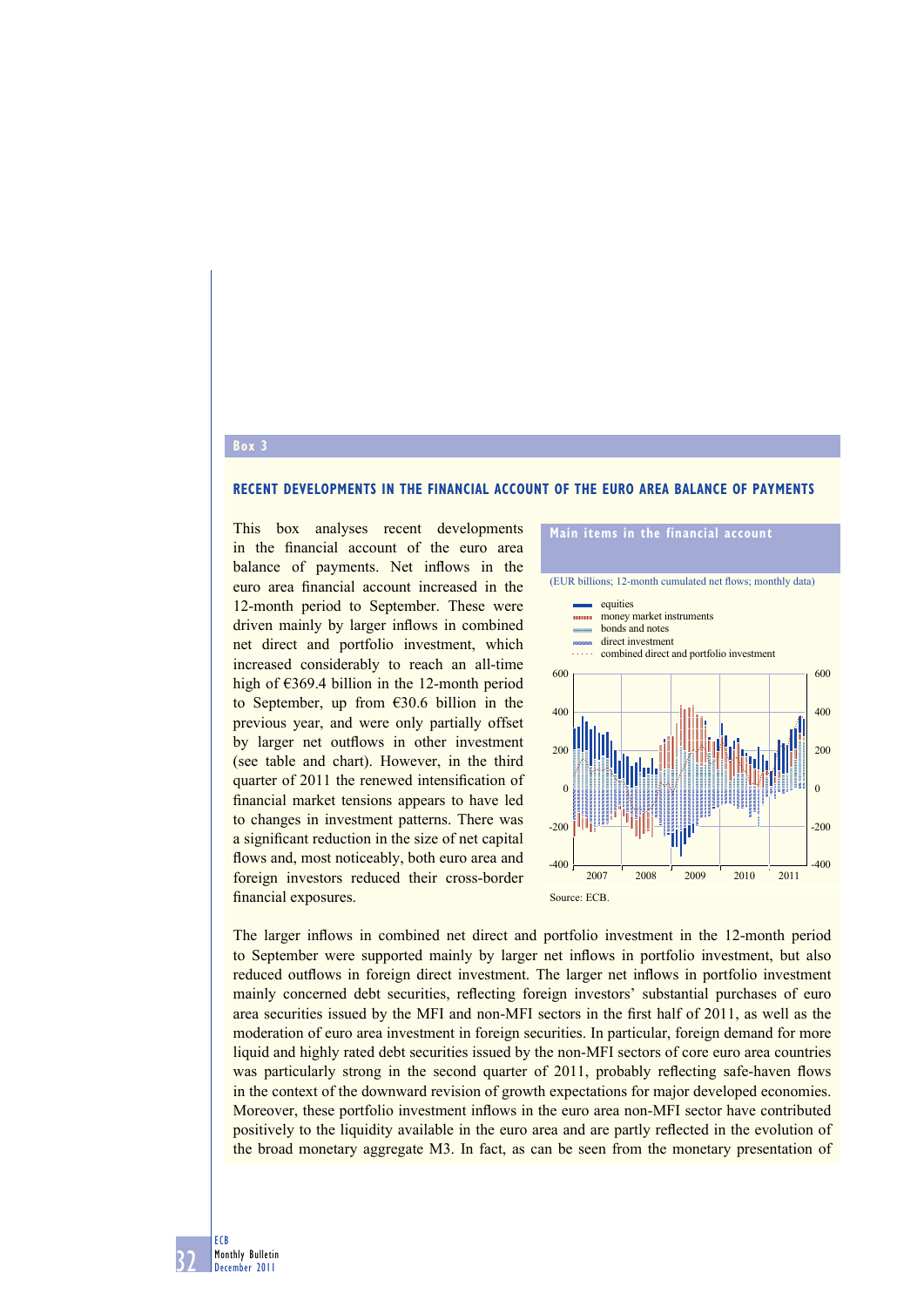## Box 3

### RECENT DEVELOPMENTS IN THE FINANCIAL ACCOUNT OF THE EURO AREA BALANCE OF PAYMENTS

This box analyses recent developments in the financial account of the euro area balance of payments. Net inflows in the euro area financial account increased in the 12-month period to September. These were driven mainly by larger inflows in combined net direct and portfolio investment, which increased considerably to reach an all-time high of €369.4 billion in the 12-month period to September, up from €30.6 billion in the previous year, and were only partially offset by larger net outflows in other investment (see table and chart). However, in the third quarter of 2011 the renewed intensification of financial market tensions appears to have led to changes in investment patterns. There was a significant reduction in the size of net capital flows and, most noticeably, both euro area and foreign investors reduced their cross-border financial exposures.

**Main items in the financial account**

(EUR billions; 12-month cumulated net flows; monthly data)

- equities
- money market instruments
- bonds and notes
- direct investment
- combined direct and portfolio investment

Source: ECB.

The larger inflows in combined net direct and portfolio investment in the 12-month period to September were supported mainly by larger net inflows in portfolio investment, but also reduced outflows in foreign direct investment. The larger net inflows in portfolio investment mainly concerned debt securities, reflecting foreign investors' substantial purchases of euro area securities issued by the MFI and non-MFI sectors in the first half of 2011, as well as the moderation of euro area investment in foreign securities. In particular, foreign demand for more liquid and highly rated debt securities issued by the non-MFI sectors of core euro area countries was particularly strong in the second quarter of 2011, probably reflecting safe-haven flows in the context of the downward revision of growth expectations for major developed economies. Moreover, these portfolio investment inflows in the euro area non-MFI sector have contributed positively to the liquidity available in the euro area and are partly reflected in the evolution of the broad monetary aggregate M3. In fact, as can be seen from the monetary presentation of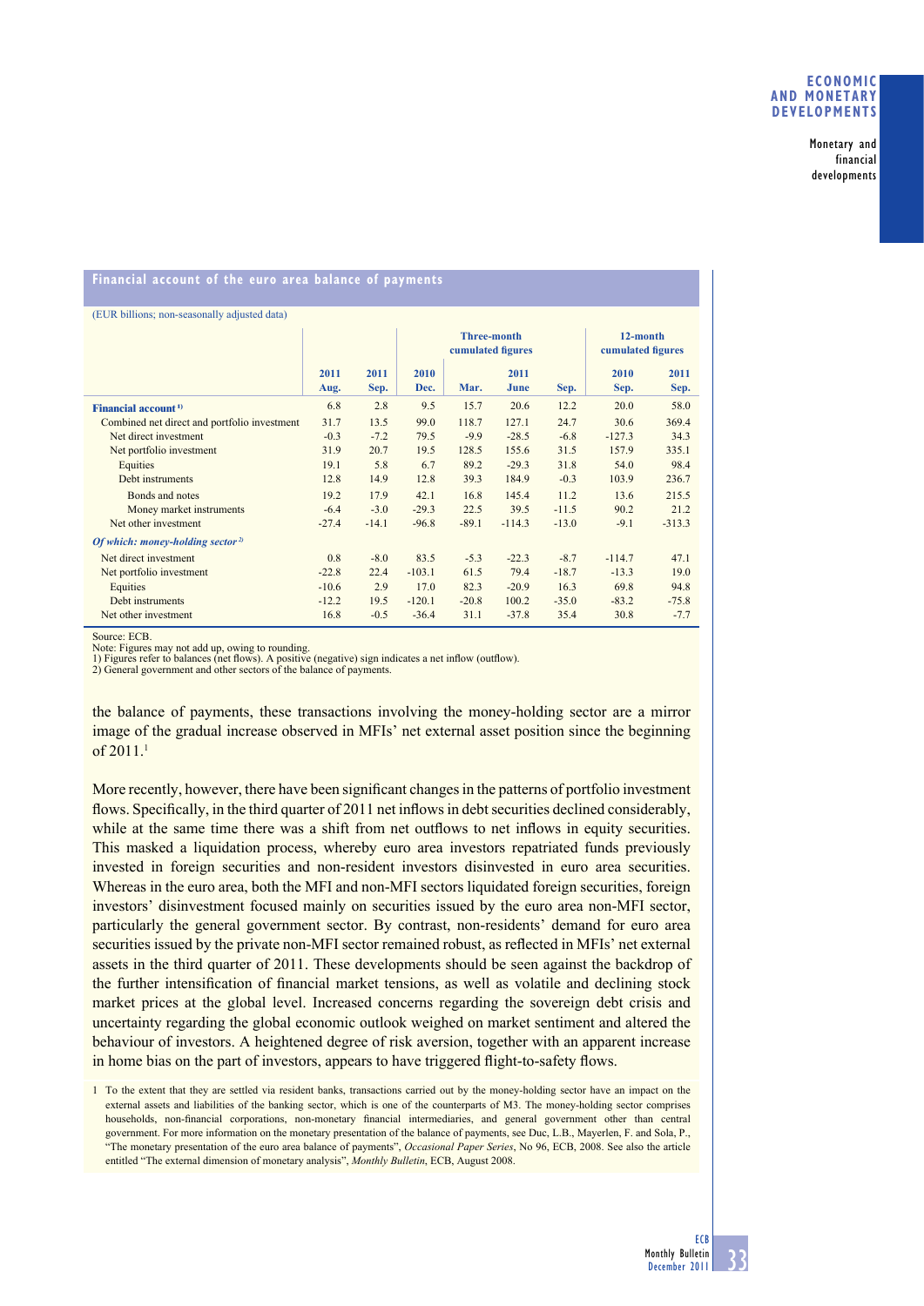**Financial account of the euro area balance of payments**

(EUR billions; non-seasonally adjusted data)

| | 2011 Aug. | 2011 Sep. | Three-month cumulated figures 2010 Dec. | 2011 Mar. | 2011 June | 2011 Sep. | 12-month cumulated figures 2010 Sep. | 2011 Sep. |
|---|---|---|---|---|---|---|---|---|
| **Financial account** [1] | 6.8 | 2.8 | 9.5 | 15.7 | 20.6 | 12.2 | 20.0 | 58.0 |
| Combined net direct and portfolio investment | 31.7 | 13.5 | 99.0 | 118.7 | 127.1 | 24.7 | 30.6 | 369.4 |
| Net direct investment | -0.3 | -7.2 | 79.5 | -9.9 | -28.5 | -6.8 | -127.3 | 34.3 |
| Net portfolio investment | 31.9 | 20.7 | 19.5 | 128.5 | 155.6 | 31.5 | 157.9 | 335.1 |
| Equities | 19.1 | 5.8 | 6.7 | 89.2 | -29.3 | 31.8 | 54.0 | 98.4 |
| Debt instruments | 12.8 | 14.9 | 12.8 | 39.3 | 184.9 | -0.3 | 103.9 | 236.7 |
| Bonds and notes | 19.2 | 17.9 | 42.1 | 16.8 | 145.4 | 11.2 | 13.6 | 215.5 |
| Money market instruments | -6.4 | -3.0 | -29.3 | 22.5 | 39.5 | -11.5 | 90.2 | 21.2 |
| Net other investment | -27.4 | -14.1 | -96.8 | -89.1 | -114.3 | -13.0 | -9.1 | -313.3 |
| ***Of which: money-holding sector*** [2] | | | | | | | | |
| Net direct investment | 0.8 | -8.0 | 83.5 | -5.3 | -22.3 | -8.7 | -114.7 | 47.1 |
| Net portfolio investment | -22.8 | 22.4 | -103.1 | 61.5 | 79.4 | -18.7 | -13.3 | 19.0 |
| Equities | -10.6 | 2.9 | 17.0 | 82.3 | -20.9 | 16.3 | 69.8 | 94.8 |
| Debt instruments | -12.2 | 19.5 | -120.1 | -20.8 | 100.2 | -35.0 | -83.2 | -75.8 |
| Net other investment | 16.8 | -0.5 | -36.4 | 31.1 | -37.8 | 35.4 | 30.8 | -7.7 |

Source: ECB.
Note: Figures may not add up, owing to rounding.
1) Figures refer to balances (net flows). A positive (negative) sign indicates a net inflow (outflow).
2) General government and other sectors of the balance of payments.

the balance of payments, these transactions involving the money-holding sector are a mirror image of the gradual increase observed in MFIs' net external asset position since the beginning of 2011.[1]

More recently, however, there have been significant changes in the patterns of portfolio investment flows. Specifically, in the third quarter of 2011 net inflows in debt securities declined considerably, while at the same time there was a shift from net outflows to net inflows in equity securities. This masked a liquidation process, whereby euro area investors repatriated funds previously invested in foreign securities and non-resident investors disinvested in euro area securities. Whereas in the euro area, both the MFI and non-MFI sectors liquidated foreign securities, foreign investors' disinvestment focused mainly on securities issued by the euro area non-MFI sector, particularly the general government sector. By contrast, non-residents' demand for euro area securities issued by the private non-MFI sector remained robust, as reflected in MFIs' net external assets in the third quarter of 2011. These developments should be seen against the backdrop of the further intensification of financial market tensions, as well as volatile and declining stock market prices at the global level. Increased concerns regarding the sovereign debt crisis and uncertainty regarding the global economic outlook weighed on market sentiment and altered the behaviour of investors. A heightened degree of risk aversion, together with an apparent increase in home bias on the part of investors, appears to have triggered flight-to-safety flows.

1 To the extent that they are settled via resident banks, transactions carried out by the money-holding sector have an impact on the external assets and liabilities of the banking sector, which is one of the counterparts of M3. The money-holding sector comprises households, non-financial corporations, non-monetary financial intermediaries, and general government other than central government. For more information on the monetary presentation of the balance of payments, see Duc, L.B., Mayerlen, F. and Sola, P., "The monetary presentation of the euro area balance of payments", *Occasional Paper Series*, No 96, ECB, 2008. See also the article entitled "The external dimension of monetary analysis", *Monthly Bulletin*, ECB, August 2008.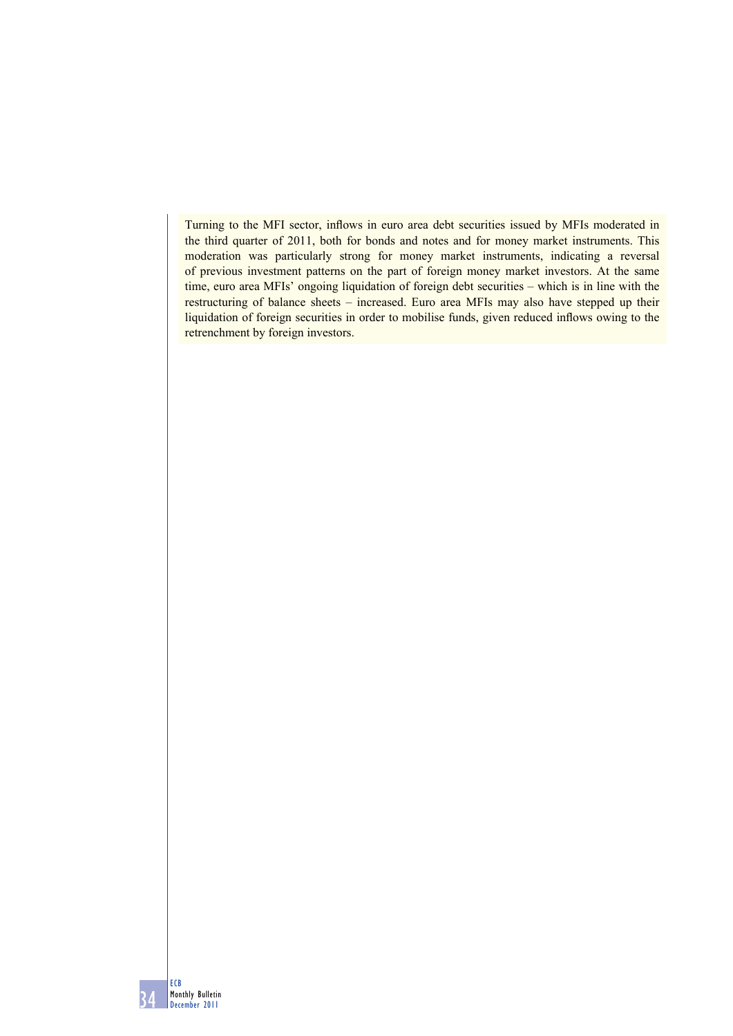Turning to the MFI sector, inflows in euro area debt securities issued by MFIs moderated in the third quarter of 2011, both for bonds and notes and for money market instruments. This moderation was particularly strong for money market instruments, indicating a reversal of previous investment patterns on the part of foreign money market investors. At the same time, euro area MFIs' ongoing liquidation of foreign debt securities – which is in line with the restructuring of balance sheets – increased. Euro area MFIs may also have stepped up their liquidation of foreign securities in order to mobilise funds, given reduced inflows owing to the retrenchment by foreign investors.